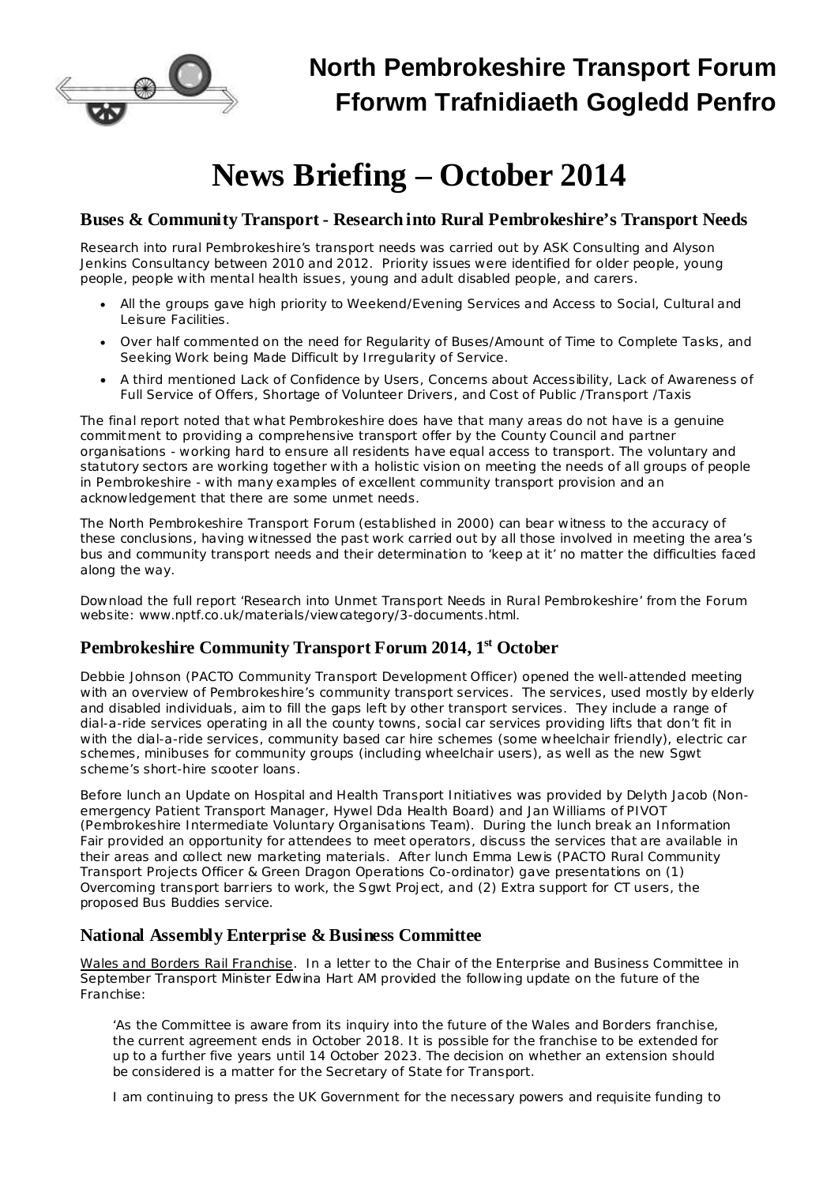# North Pembrokeshire Transport Forum
# Fforwm Trafnidiaeth Gogledd Penfro

# News Briefing – October 2014

## Buses & Community Transport - Research into Rural Pembrokeshire's Transport Needs

Research into rural Pembrokeshire's transport needs was carried out by ASK Consulting and Alyson Jenkins Consultancy between 2010 and 2012. Priority issues were identified for older people, young people, people with mental health issues, young and adult disabled people, and carers.

- All the groups gave high priority to Weekend/Evening Services and Access to Social, Cultural and Leisure Facilities.
- Over half commented on the need for Regularity of Buses/Amount of Time to Complete Tasks, and Seeking Work being Made Difficult by Irregularity of Service.
- A third mentioned Lack of Confidence by Users, Concerns about Accessibility, Lack of Awareness of Full Service of Offers, Shortage of Volunteer Drivers, and Cost of Public /Transport /Taxis

The final report noted that what Pembrokeshire does have that many areas do not have is a genuine commitment to providing a comprehensive transport offer by the County Council and partner organisations - working hard to ensure all residents have equal access to transport. The voluntary and statutory sectors are working together with a holistic vision on meeting the needs of all groups of people in Pembrokeshire - with many examples of excellent community transport provision and an acknowledgement that there are some unmet needs.

The North Pembrokeshire Transport Forum (established in 2000) can bear witness to the accuracy of these conclusions, having witnessed the past work carried out by all those involved in meeting the area's bus and community transport needs and their determination to 'keep at it' no matter the difficulties faced along the way.

Download the full report 'Research into Unmet Transport Needs in Rural Pembrokeshire' from the Forum website: www.nptf.co.uk/materials/viewcategory/3-documents.html.

## Pembrokeshire Community Transport Forum 2014, 1st October

Debbie Johnson (PACTO Community Transport Development Officer) opened the well-attended meeting with an overview of Pembrokeshire's community transport services. The services, used mostly by elderly and disabled individuals, aim to fill the gaps left by other transport services. They include a range of dial-a-ride services operating in all the county towns, social car services providing lifts that don't fit in with the dial-a-ride services, community based car hire schemes (some wheelchair friendly), electric car schemes, minibuses for community groups (including wheelchair users), as well as the new Sgwt scheme's short-hire scooter loans.

Before lunch an Update on Hospital and Health Transport Initiatives was provided by Delyth Jacob (Non-emergency Patient Transport Manager, Hywel Dda Health Board) and Jan Williams of PIVOT (Pembrokeshire Intermediate Voluntary Organisations Team). During the lunch break an Information Fair provided an opportunity for attendees to meet operators, discuss the services that are available in their areas and collect new marketing materials. After lunch Emma Lewis (PACTO Rural Community Transport Projects Officer & Green Dragon Operations Co-ordinator) gave presentations on (1) Overcoming transport barriers to work, the Sgwt Project, and (2) Extra support for CT users, the proposed Bus Buddies service.

## National Assembly Enterprise & Business Committee

Wales and Borders Rail Franchise. In a letter to the Chair of the Enterprise and Business Committee in September Transport Minister Edwina Hart AM provided the following update on the future of the Franchise:

> 'As the Committee is aware from its inquiry into the future of the Wales and Borders franchise, the current agreement ends in October 2018. It is possible for the franchise to be extended for up to a further five years until 14 October 2023. The decision on whether an extension should be considered is a matter for the Secretary of State for Transport.
>
> I am continuing to press the UK Government for the necessary powers and requisite funding to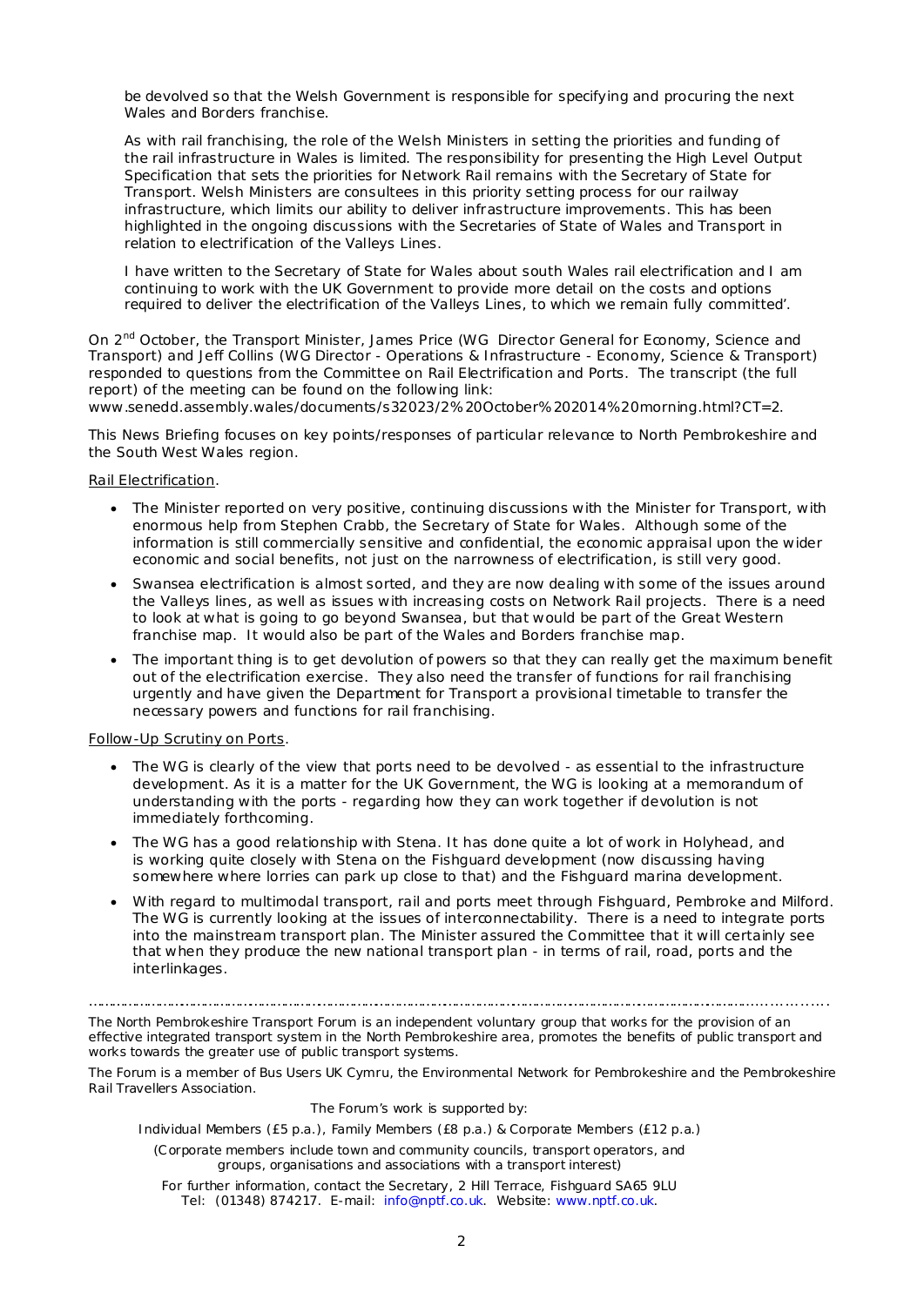be devolved so that the Welsh Government is responsible for specifying and procuring the next Wales and Borders franchise.

As with rail franchising, the role of the Welsh Ministers in setting the priorities and funding of the rail infrastructure in Wales is limited. The responsibility for presenting the High Level Output Specification that sets the priorities for Network Rail remains with the Secretary of State for Transport. Welsh Ministers are consultees in this priority setting process for our railway infrastructure, which limits our ability to deliver infrastructure improvements. This has been highlighted in the ongoing discussions with the Secretaries of State of Wales and Transport in relation to electrification of the Valleys Lines.

I have written to the Secretary of State for Wales about south Wales rail electrification and I am continuing to work with the UK Government to provide more detail on the costs and options required to deliver the electrification of the Valleys Lines, to which we remain fully committed'.

On 2nd October, the Transport Minister, James Price (WG Director General for Economy, Science and Transport) and Jeff Collins (WG Director - Operations & Infrastructure - Economy, Science & Transport) responded to questions from the Committee on Rail Electrification and Ports. The transcript (the full report) of the meeting can be found on the following link: www.senedd.assembly.wales/documents/s32023/2%20October%202014%20morning.html?CT=2.

This News Briefing focuses on key points/responses of particular relevance to North Pembrokeshire and the South West Wales region.

Rail Electrification.

- The Minister reported on very positive, continuing discussions with the Minister for Transport, with enormous help from Stephen Crabb, the Secretary of State for Wales. Although some of the information is still commercially sensitive and confidential, the economic appraisal upon the wider economic and social benefits, not just on the narrowness of electrification, is still very good.
- Swansea electrification is almost sorted, and they are now dealing with some of the issues around the Valleys lines, as well as issues with increasing costs on Network Rail projects. There is a need to look at what is going to go beyond Swansea, but that would be part of the Great Western franchise map. It would also be part of the Wales and Borders franchise map.
- The important thing is to get devolution of powers so that they can really get the maximum benefit out of the electrification exercise. They also need the transfer of functions for rail franchising urgently and have given the Department for Transport a provisional timetable to transfer the necessary powers and functions for rail franchising.

Follow-Up Scrutiny on Ports.

- The WG is clearly of the view that ports need to be devolved - as essential to the infrastructure development. As it is a matter for the UK Government, the WG is looking at a memorandum of understanding with the ports - regarding how they can work together if devolution is not immediately forthcoming.
- The WG has a good relationship with Stena. It has done quite a lot of work in Holyhead, and is working quite closely with Stena on the Fishguard development (now discussing having somewhere where lorries can park up close to that) and the Fishguard marina development.
- With regard to multimodal transport, rail and ports meet through Fishguard, Pembroke and Milford. The WG is currently looking at the issues of interconnectability. There is a need to integrate ports into the mainstream transport plan. The Minister assured the Committee that it will certainly see that when they produce the new national transport plan - in terms of rail, road, ports and the interlinkages.

---

*The North Pembrokeshire Transport Forum is an independent voluntary group that works for the provision of an effective integrated transport system in the North Pembrokeshire area, promotes the benefits of public transport and works towards the greater use of public transport systems.*

*The Forum is a member of Bus Users UK Cymru, the Environmental Network for Pembrokeshire and the Pembrokeshire Rail Travellers Association.*

*The Forum's work is supported by:*

*Individual Members (£5 p.a.), Family Members (£8 p.a.) & Corporate Members (£12 p.a.)*

*(Corporate members include town and community councils, transport operators, and groups, organisations and associations with a transport interest)*

*For further information, contact the Secretary, 2 Hill Terrace, Fishguard SA65 9LU*
*Tel: (01348) 874217. E-mail: info@nptf.co.uk. Website: www.nptf.co.uk.*